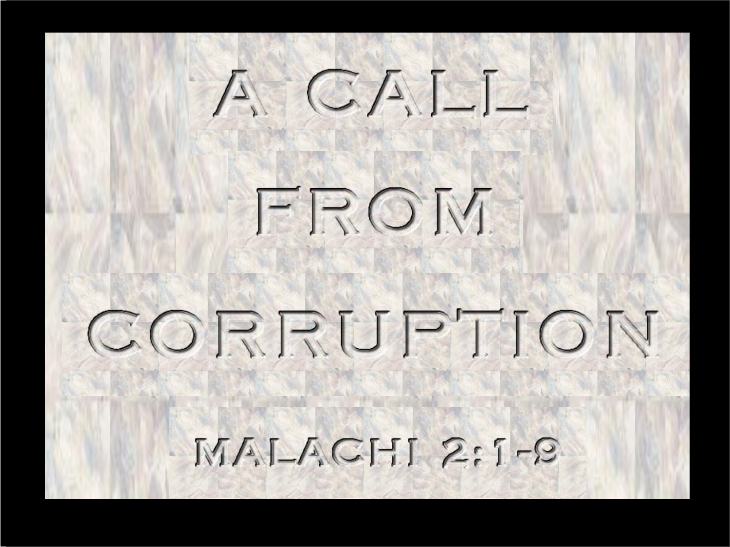# A Call From Corruption

Malachi 2:1-9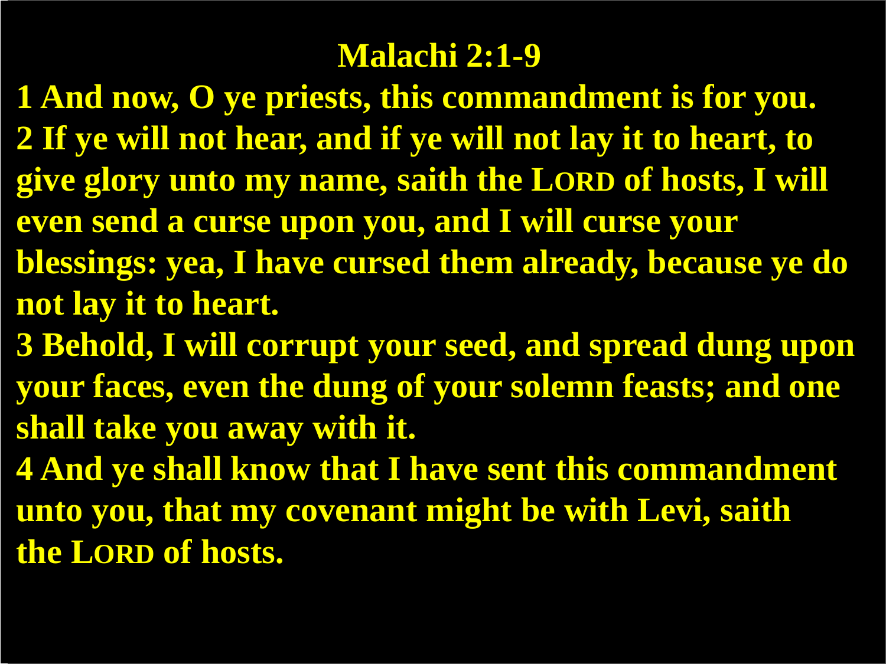# Malachi 2:1-9

**1 And now, O ye priests, this commandment is for you.**
**2 If ye will not hear, and if ye will not lay it to heart, to give glory unto my name, saith the LORD of hosts, I will even send a curse upon you, and I will curse your blessings: yea, I have cursed them already, because ye do not lay it to heart.**
**3 Behold, I will corrupt your seed, and spread dung upon your faces, even the dung of your solemn feasts; and one shall take you away with it.**
**4 And ye shall know that I have sent this commandment unto you, that my covenant might be with Levi, saith the LORD of hosts.**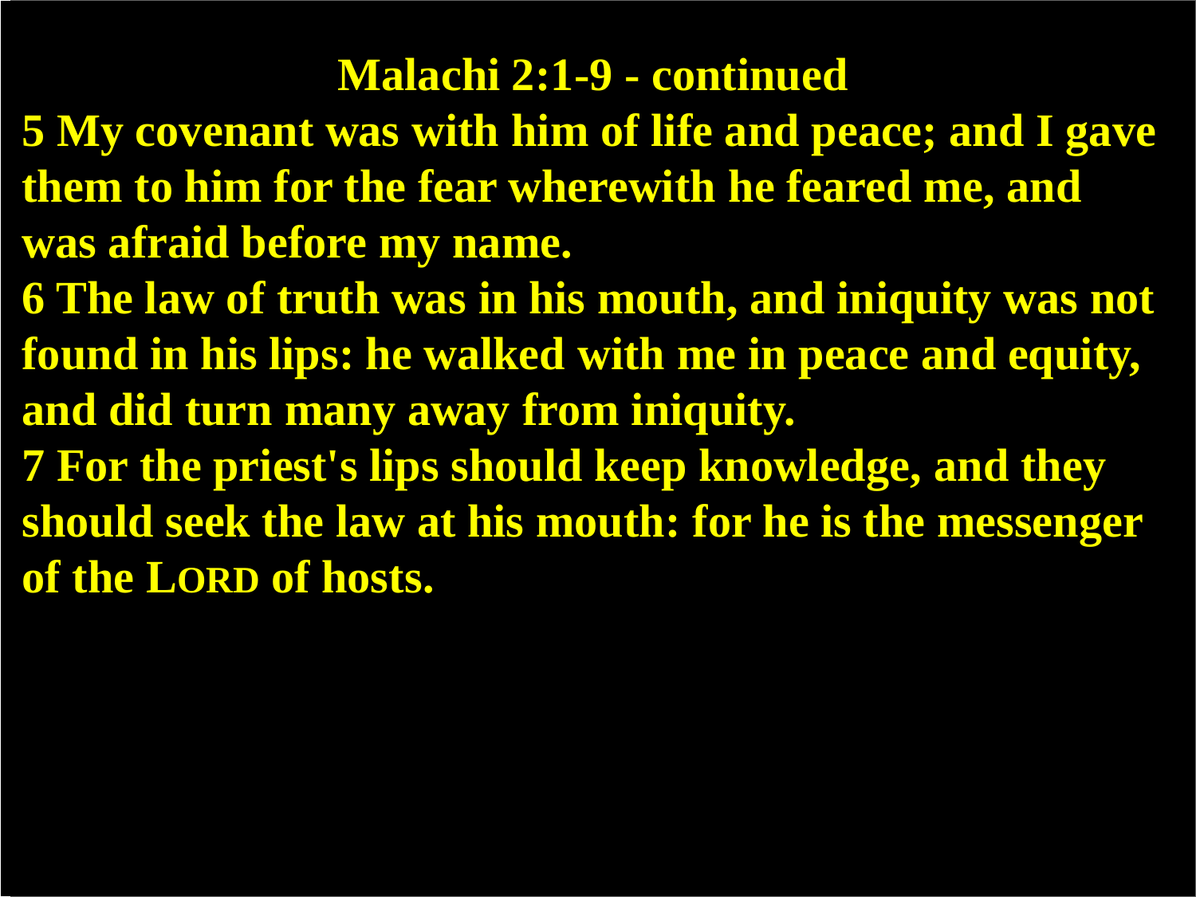## Malachi 2:1-9 - continued

5 My covenant was with him of life and peace; and I gave them to him for the fear wherewith he feared me, and was afraid before my name.

6 The law of truth was in his mouth, and iniquity was not found in his lips: he walked with me in peace and equity, and did turn many away from iniquity.

7 For the priest's lips should keep knowledge, and they should seek the law at his mouth: for he is the messenger of the LORD of hosts.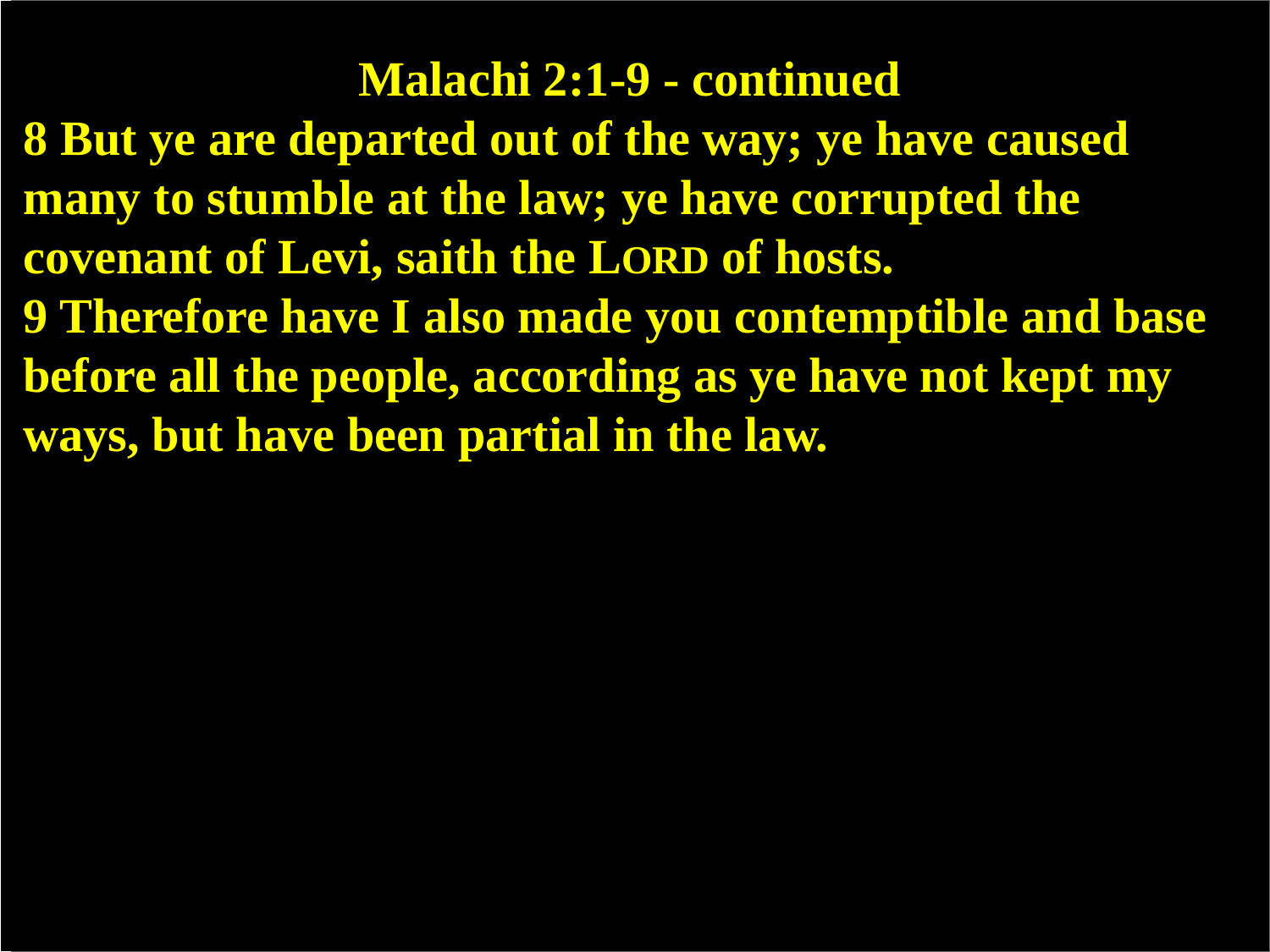# Malachi 2:1-9 - continued

**8 But ye are departed out of the way; ye have caused many to stumble at the law; ye have corrupted the covenant of Levi, saith the LORD of hosts.**

**9 Therefore have I also made you contemptible and base before all the people, according as ye have not kept my ways, but have been partial in the law.**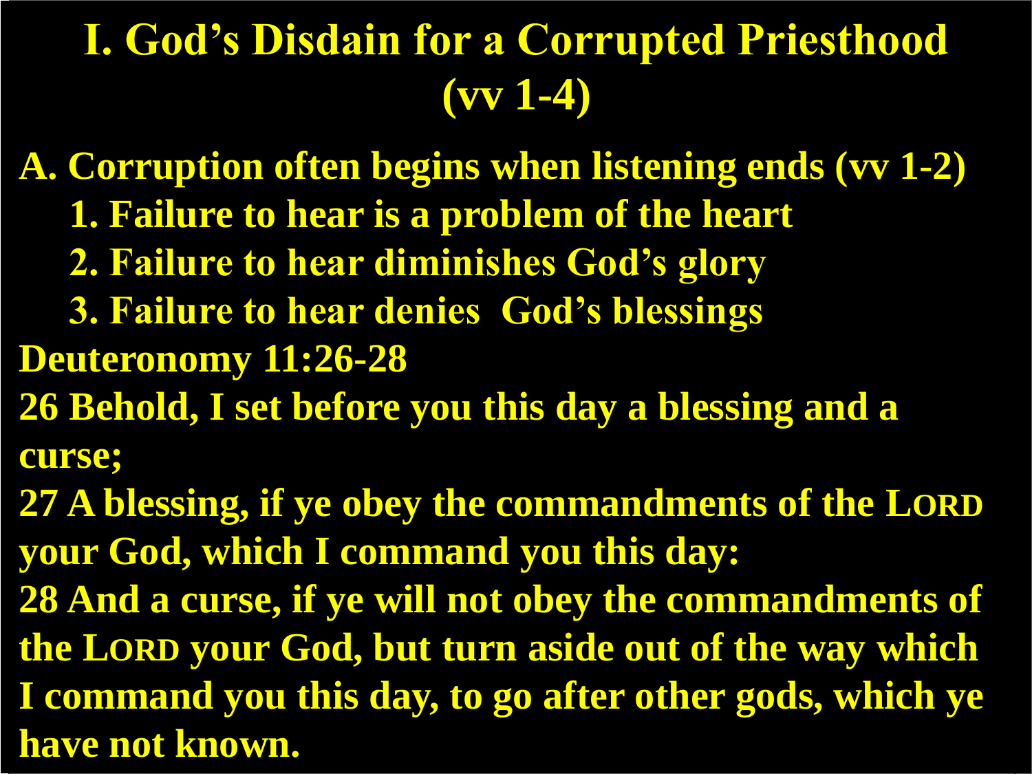# I. God's Disdain for a Corrupted Priesthood (vv 1-4)

**A. Corruption often begins when listening ends (vv 1-2)**

1. **Failure to hear is a problem of the heart**
2. **Failure to hear diminishes God's glory**
3. **Failure to hear denies God's blessings**

**Deuteronomy 11:26-28**

**26 Behold, I set before you this day a blessing and a curse;**

**27 A blessing, if ye obey the commandments of the LORD your God, which I command you this day:**

**28 And a curse, if ye will not obey the commandments of the LORD your God, but turn aside out of the way which I command you this day, to go after other gods, which ye have not known.**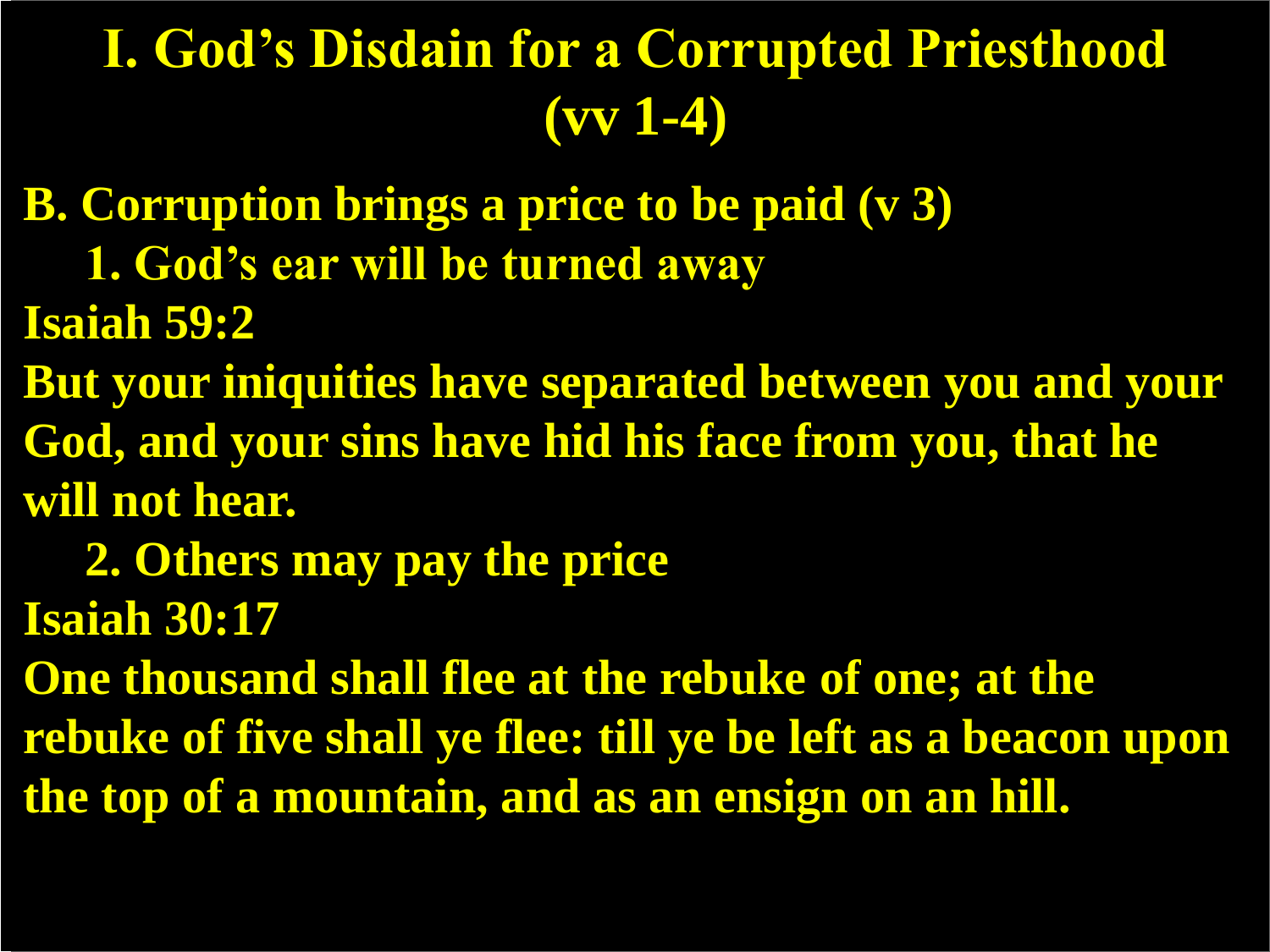# I. God's Disdain for a Corrupted Priesthood (vv 1-4)

**B. Corruption brings a price to be paid (v 3)**

**1. God's ear will be turned away**

**Isaiah 59:2**

**But your iniquities have separated between you and your God, and your sins have hid his face from you, that he will not hear.**

**2. Others may pay the price**

**Isaiah 30:17**

**One thousand shall flee at the rebuke of one; at the rebuke of five shall ye flee: till ye be left as a beacon upon the top of a mountain, and as an ensign on an hill.**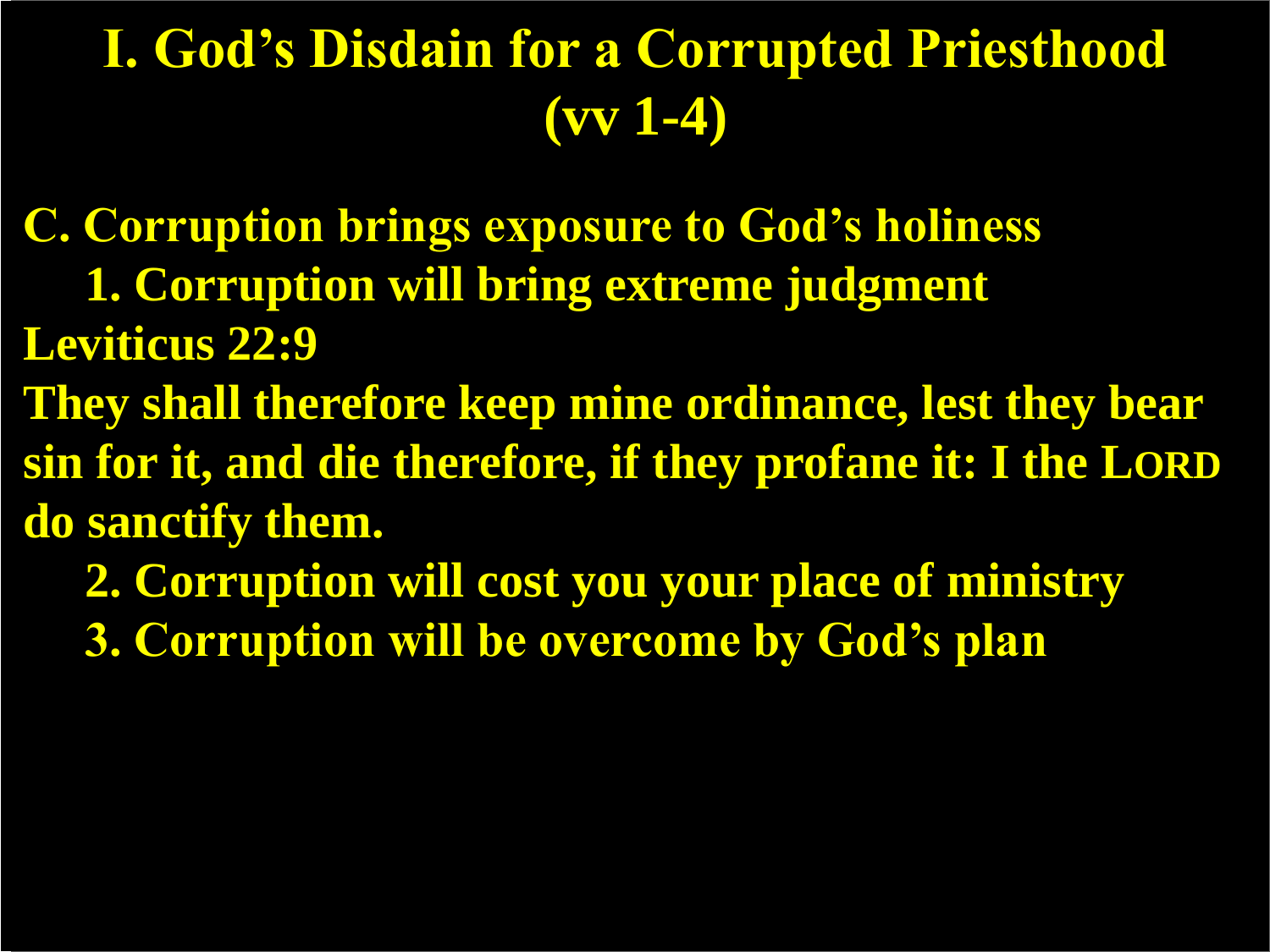# I. God's Disdain for a Corrupted Priesthood (vv 1-4)

**C. Corruption brings exposure to God's holiness**

1. **Corruption will bring extreme judgment**

**Leviticus 22:9**

**They shall therefore keep mine ordinance, lest they bear sin for it, and die therefore, if they profane it: I the LORD do sanctify them.**

2. **Corruption will cost you your place of ministry**
3. **Corruption will be overcome by God's plan**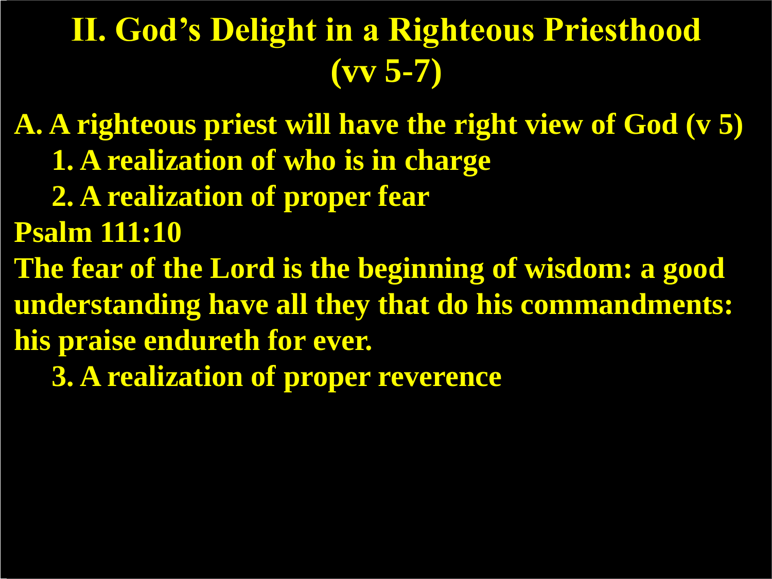# II. God's Delight in a Righteous Priesthood (vv 5-7)

**A. A righteous priest will have the right view of God (v 5)**

**1. A realization of who is in charge**

**2. A realization of proper fear**

**Psalm 111:10**

**The fear of the Lord is the beginning of wisdom: a good understanding have all they that do his commandments: his praise endureth for ever.**

**3. A realization of proper reverence**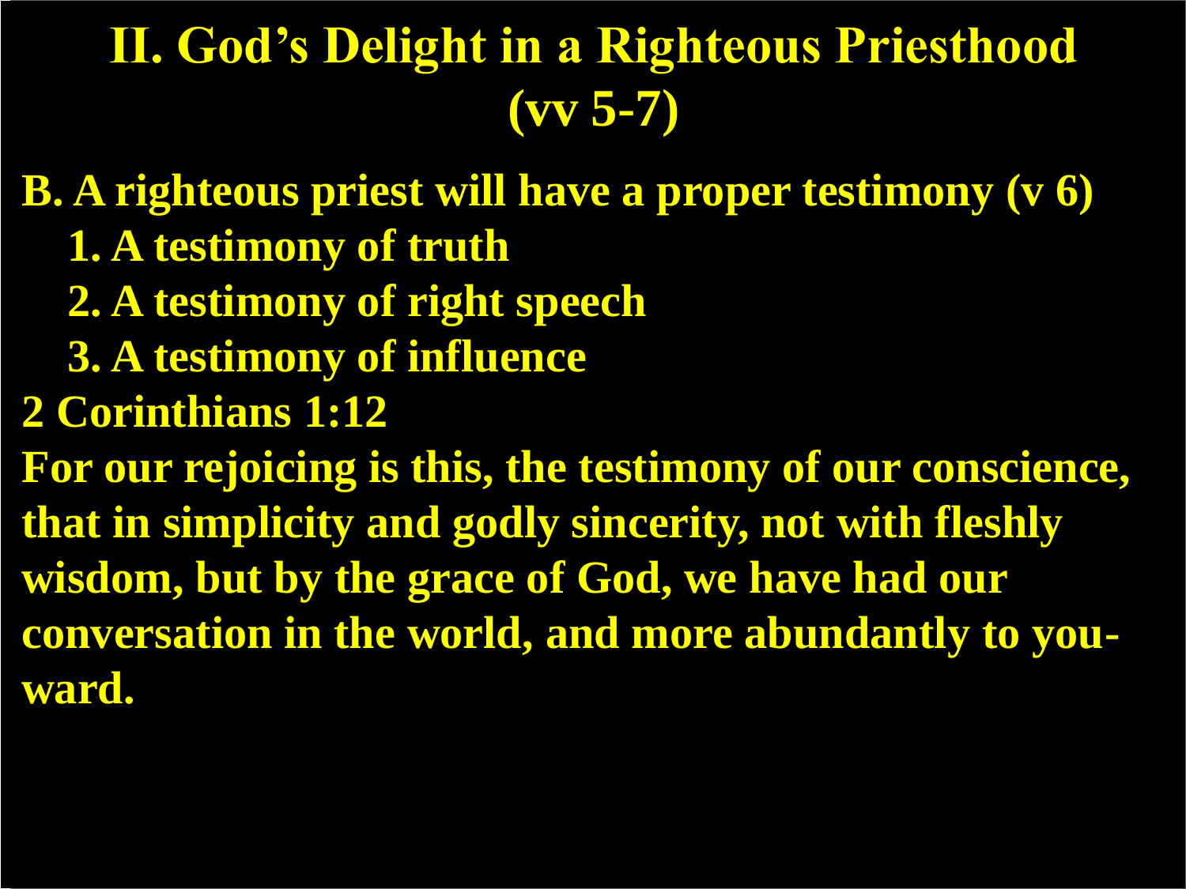# II. God's Delight in a Righteous Priesthood (vv 5-7)

**B. A righteous priest will have a proper testimony (v 6)**

1. **A testimony of truth**
2. **A testimony of right speech**
3. **A testimony of influence**

**2 Corinthians 1:12**

**For our rejoicing is this, the testimony of our conscience, that in simplicity and godly sincerity, not with fleshly wisdom, but by the grace of God, we have had our conversation in the world, and more abundantly to you-ward.**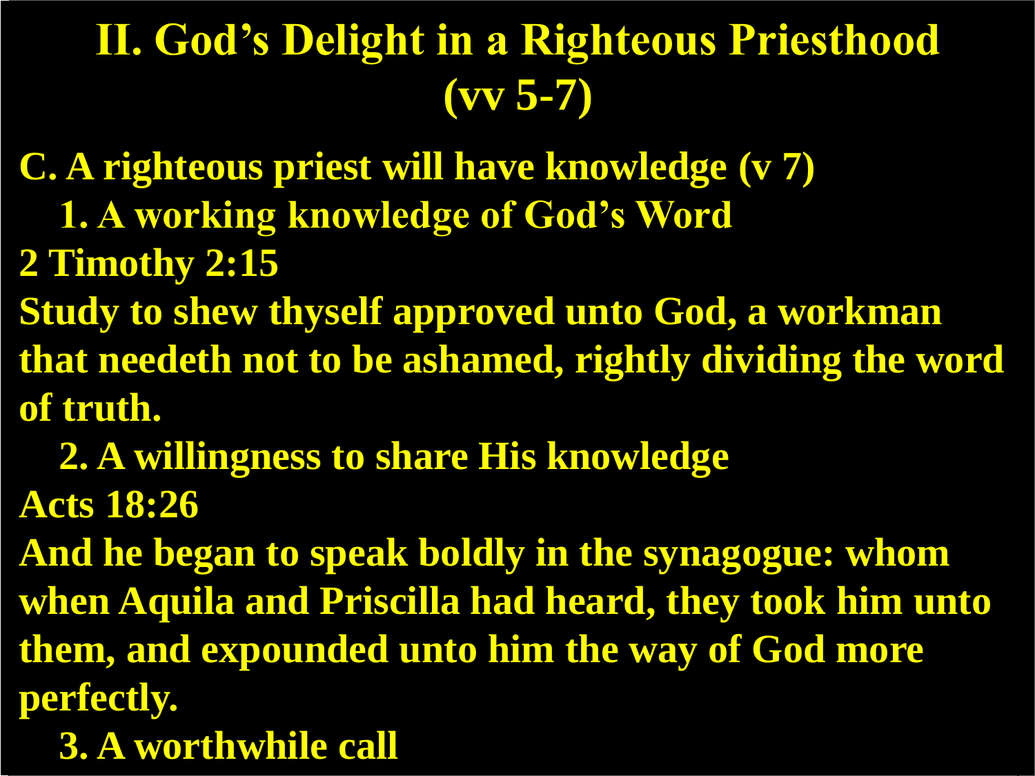# II. God's Delight in a Righteous Priesthood (vv 5-7)

**C. A righteous priest will have knowledge (v 7)**

**1. A working knowledge of God's Word**

**2 Timothy 2:15**

**Study to shew thyself approved unto God, a workman that needeth not to be ashamed, rightly dividing the word of truth.**

**2. A willingness to share His knowledge**

**Acts 18:26**

**And he began to speak boldly in the synagogue: whom when Aquila and Priscilla had heard, they took him unto them, and expounded unto him the way of God more perfectly.**

**3. A worthwhile call**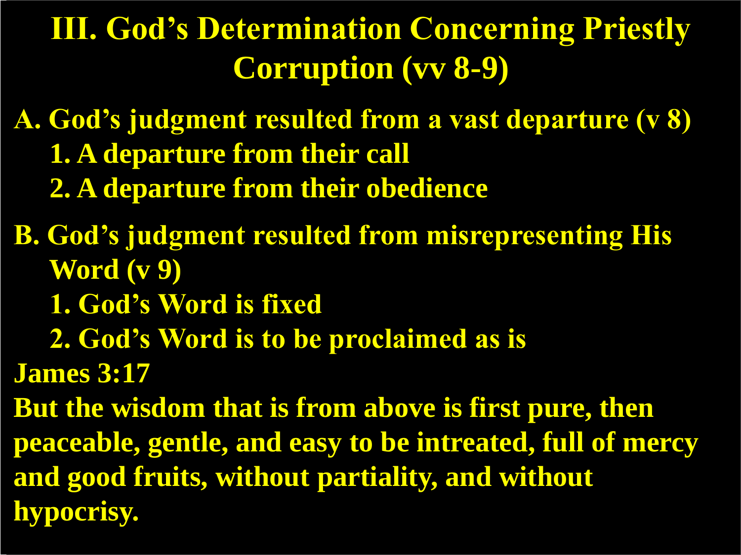# III. God's Determination Concerning Priestly Corruption (vv 8-9)

**A. God's judgment resulted from a vast departure (v 8)**

1. A departure from their call
2. A departure from their obedience

**B. God's judgment resulted from misrepresenting His Word (v 9)**

1. God's Word is fixed
2. God's Word is to be proclaimed as is

**James 3:17**

But the wisdom that is from above is first pure, then peaceable, gentle, and easy to be intreated, full of mercy and good fruits, without partiality, and without hypocrisy.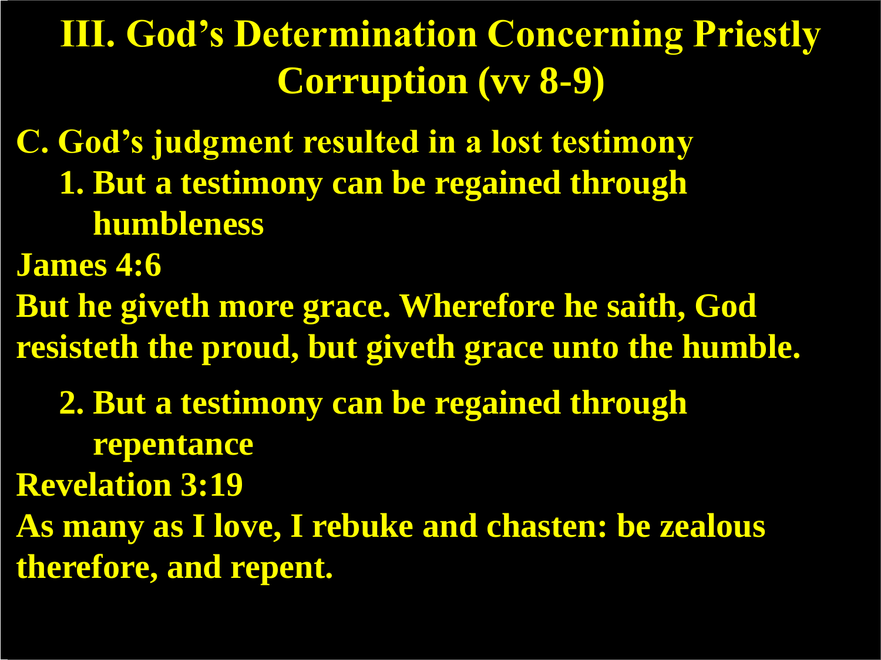# III. God's Determination Concerning Priestly Corruption (vv 8-9)

**C. God's judgment resulted in a lost testimony**

1. **But a testimony can be regained through humbleness**

**James 4:6**

**But he giveth more grace. Wherefore he saith, God resisteth the proud, but giveth grace unto the humble.**

2. **But a testimony can be regained through repentance**

**Revelation 3:19**

**As many as I love, I rebuke and chasten: be zealous therefore, and repent.**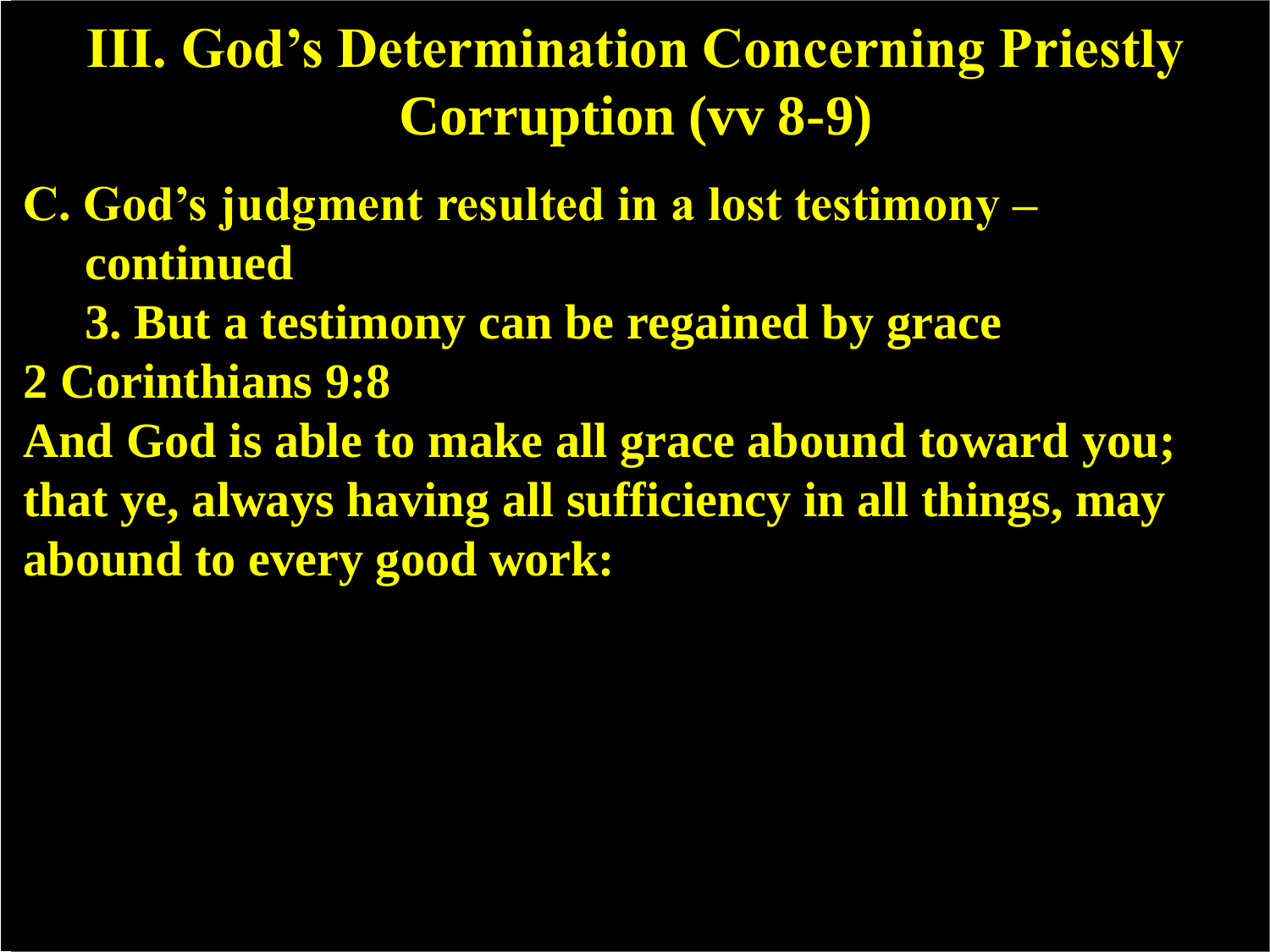# III. God's Determination Concerning Priestly Corruption (vv 8-9)

**C. God's judgment resulted in a lost testimony – continued**

**3. But a testimony can be regained by grace**

**2 Corinthians 9:8**

**And God is able to make all grace abound toward you; that ye, always having all sufficiency in all things, may abound to every good work:**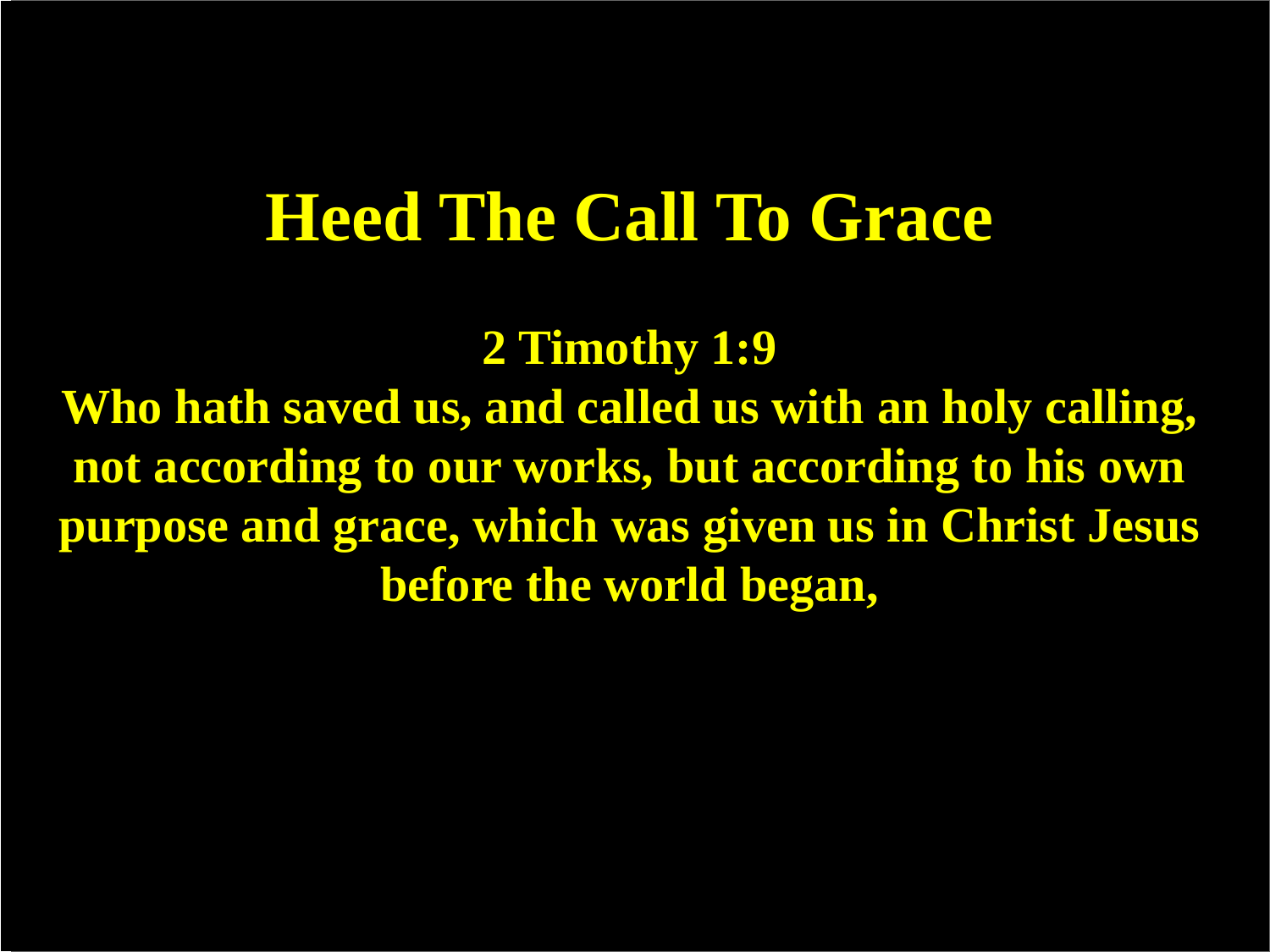# Heed The Call To Grace

**2 Timothy 1:9**

**Who hath saved us, and called us with an holy calling, not according to our works, but according to his own purpose and grace, which was given us in Christ Jesus before the world began,**